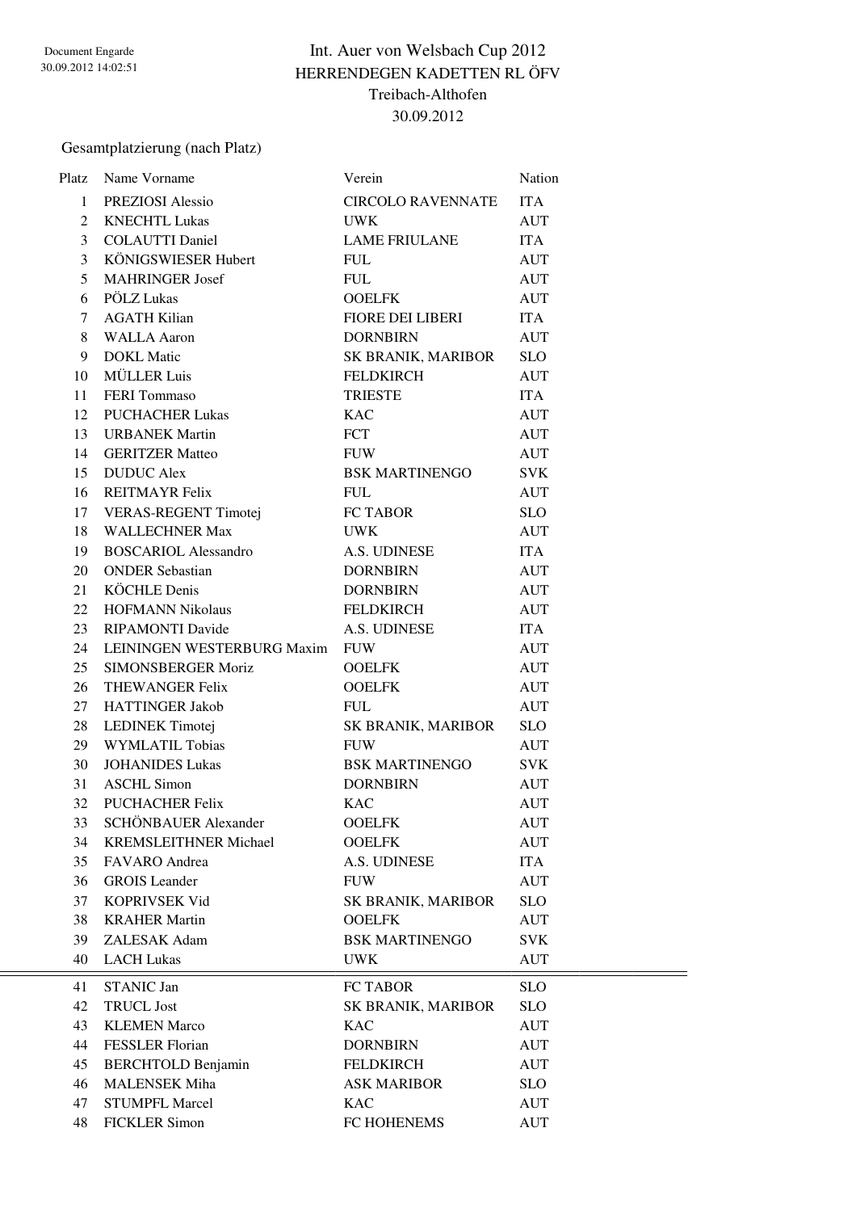Document Engarde
30.09.2012 14:02:51

# Int. Auer von Welsbach Cup 2012

## HERRENDEGEN KADETTEN RL ÖFV

Treibach-Althofen

30.09.2012

Gesamtplatzierung (nach Platz)

| Platz | Name Vorname | Verein | Nation |
|---|---|---|---|
| 1 | PREZIOSI Alessio | CIRCOLO RAVENNATE | ITA |
| 2 | KNECHTL Lukas | UWK | AUT |
| 3 | COLAUTTI Daniel | LAME FRIULANE | ITA |
| 3 | KÖNIGSWIESER Hubert | FUL | AUT |
| 5 | MAHRINGER Josef | FUL | AUT |
| 6 | PÖLZ Lukas | OOELFK | AUT |
| 7 | AGATH Kilian | FIORE DEI LIBERI | ITA |
| 8 | WALLA Aaron | DORNBIRN | AUT |
| 9 | DOKL Matic | SK BRANIK, MARIBOR | SLO |
| 10 | MÜLLER Luis | FELDKIRCH | AUT |
| 11 | FERI Tommaso | TRIESTE | ITA |
| 12 | PUCHACHER Lukas | KAC | AUT |
| 13 | URBANEK Martin | FCT | AUT |
| 14 | GERITZER Matteo | FUW | AUT |
| 15 | DUDUC Alex | BSK MARTINENGO | SVK |
| 16 | REITMAYR Felix | FUL | AUT |
| 17 | VERAS-REGENT Timotej | FC TABOR | SLO |
| 18 | WALLECHNER Max | UWK | AUT |
| 19 | BOSCARIOL Alessandro | A.S. UDINESE | ITA |
| 20 | ONDER Sebastian | DORNBIRN | AUT |
| 21 | KÖCHLE Denis | DORNBIRN | AUT |
| 22 | HOFMANN Nikolaus | FELDKIRCH | AUT |
| 23 | RIPAMONTI Davide | A.S. UDINESE | ITA |
| 24 | LEININGEN WESTERBURG Maxim | FUW | AUT |
| 25 | SIMONSBERGER Moriz | OOELFK | AUT |
| 26 | THEWANGER Felix | OOELFK | AUT |
| 27 | HATTINGER Jakob | FUL | AUT |
| 28 | LEDINEK Timotej | SK BRANIK, MARIBOR | SLO |
| 29 | WYMLATIL Tobias | FUW | AUT |
| 30 | JOHANIDES Lukas | BSK MARTINENGO | SVK |
| 31 | ASCHL Simon | DORNBIRN | AUT |
| 32 | PUCHACHER Felix | KAC | AUT |
| 33 | SCHÖNBAUER Alexander | OOELFK | AUT |
| 34 | KREMSLEITHNER Michael | OOELFK | AUT |
| 35 | FAVARO Andrea | A.S. UDINESE | ITA |
| 36 | GROIS Leander | FUW | AUT |
| 37 | KOPRIVSEK Vid | SK BRANIK, MARIBOR | SLO |
| 38 | KRAHER Martin | OOELFK | AUT |
| 39 | ZALESAK Adam | BSK MARTINENGO | SVK |
| 40 | LACH Lukas | UWK | AUT |
| 41 | STANIC Jan | FC TABOR | SLO |
| 42 | TRUCL Jost | SK BRANIK, MARIBOR | SLO |
| 43 | KLEMEN Marco | KAC | AUT |
| 44 | FESSLER Florian | DORNBIRN | AUT |
| 45 | BERCHTOLD Benjamin | FELDKIRCH | AUT |
| 46 | MALENSEK Miha | ASK MARIBOR | SLO |
| 47 | STUMPFL Marcel | KAC | AUT |
| 48 | FICKLER Simon | FC HOHENEMS | AUT |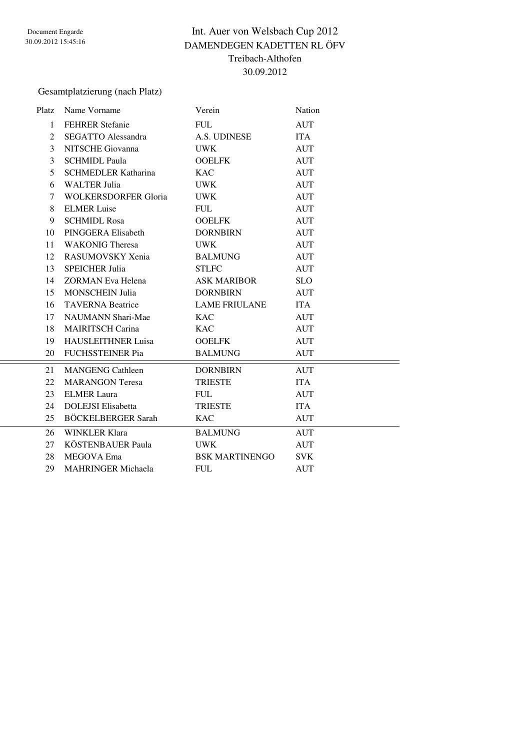Document Engarde
30.09.2012 15:45:16

# Int. Auer von Welsbach Cup 2012
## DAMENDEGEN KADETTEN RL ÖFV
### Treibach-Althofen
### 30.09.2012

Gesamtplatzierung (nach Platz)

| Platz | Name Vorname | Verein | Nation |
|---|---|---|---|
| 1 | FEHRER Stefanie | FUL | AUT |
| 2 | SEGATTO Alessandra | A.S. UDINESE | ITA |
| 3 | NITSCHE Giovanna | UWK | AUT |
| 3 | SCHMIDL Paula | OOELFK | AUT |
| 5 | SCHMEDLER Katharina | KAC | AUT |
| 6 | WALTER Julia | UWK | AUT |
| 7 | WOLKERSDORFER Gloria | UWK | AUT |
| 8 | ELMER Luise | FUL | AUT |
| 9 | SCHMIDL Rosa | OOELFK | AUT |
| 10 | PINGGERA Elisabeth | DORNBIRN | AUT |
| 11 | WAKONIG Theresa | UWK | AUT |
| 12 | RASUMOVSKY Xenia | BALMUNG | AUT |
| 13 | SPEICHER Julia | STLFC | AUT |
| 14 | ZORMAN Eva Helena | ASK MARIBOR | SLO |
| 15 | MONSCHEIN Julia | DORNBIRN | AUT |
| 16 | TAVERNA Beatrice | LAME FRIULANE | ITA |
| 17 | NAUMANN Shari-Mae | KAC | AUT |
| 18 | MAIRITSCH Carina | KAC | AUT |
| 19 | HAUSLEITHNER Luisa | OOELFK | AUT |
| 20 | FUCHSSTEINER Pia | BALMUNG | AUT |
| 21 | MANGENG Cathleen | DORNBIRN | AUT |
| 22 | MARANGON Teresa | TRIESTE | ITA |
| 23 | ELMER Laura | FUL | AUT |
| 24 | DOLEJSI Elisabetta | TRIESTE | ITA |
| 25 | BÖCKELBERGER Sarah | KAC | AUT |
| 26 | WINKLER Klara | BALMUNG | AUT |
| 27 | KÖSTENBAUER Paula | UWK | AUT |
| 28 | MEGOVA Ema | BSK MARTINENGO | SVK |
| 29 | MAHRINGER Michaela | FUL | AUT |